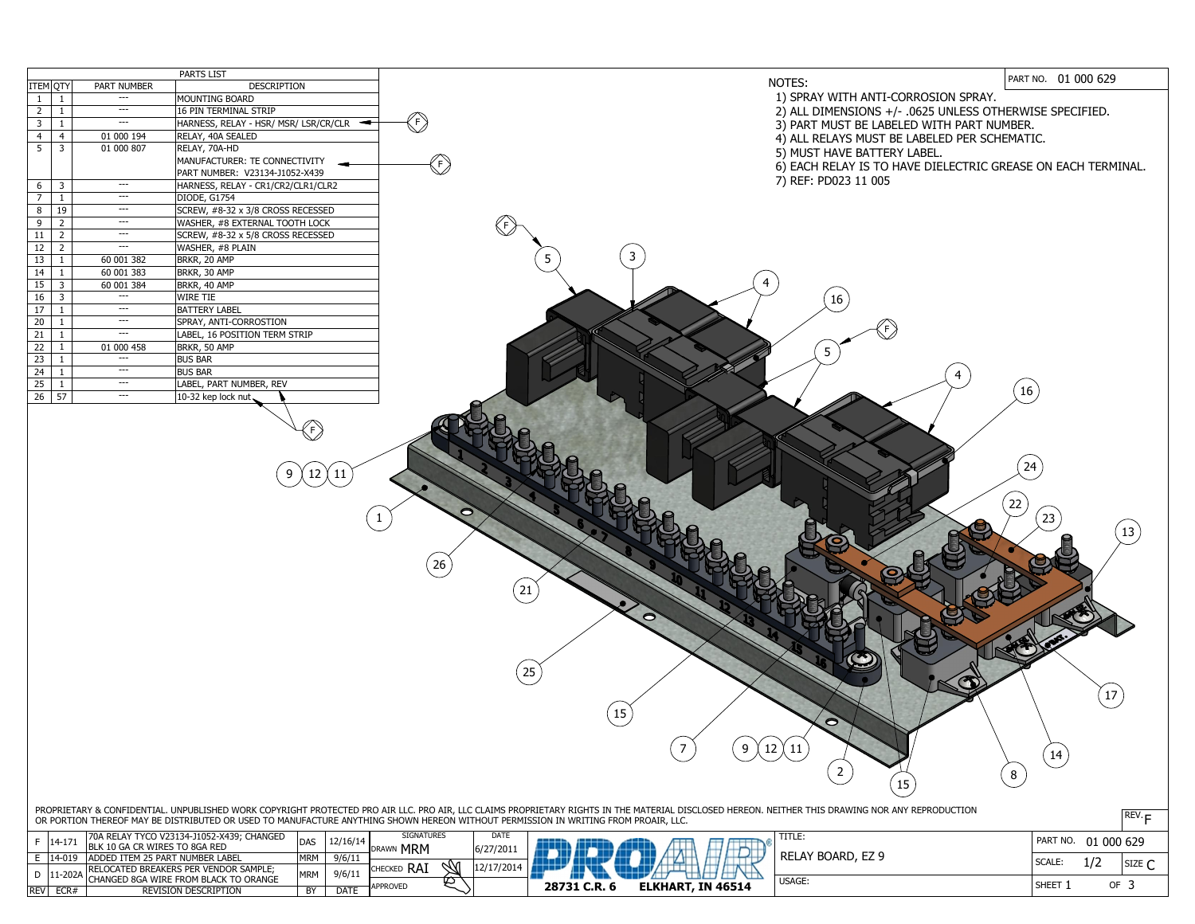## PARTS LIST

| ITEM | QTY | PART NUMBER | DESCRIPTION |
|---|---|---|---|
| 1 | 1 | --- | MOUNTING BOARD |
| 2 | 1 | --- | 16 PIN TERMINAL STRIP |
| 3 | 1 | --- | HARNESS, RELAY - HSR/ MSR/ LSR/CR/CLR |
| 4 | 4 | 01 000 194 | RELAY, 40A SEALED |
| 5 | 3 | 01 000 807 | RELAY, 70A-HD MANUFACTURER: TE CONNECTIVITY PART NUMBER: V23134-J1052-X439 |
| 6 | 3 | --- | HARNESS, RELAY - CR1/CR2/CLR1/CLR2 |
| 7 | 1 | --- | DIODE, G1754 |
| 8 | 19 | --- | SCREW, #8-32 x 3/8 CROSS RECESSED |
| 9 | 2 | --- | WASHER, #8 EXTERNAL TOOTH LOCK |
| 11 | 2 | --- | SCREW, #8-32 x 5/8 CROSS RECESSED |
| 12 | 2 | --- | WASHER, #8 PLAIN |
| 13 | 1 | 60 001 382 | BRKR, 20 AMP |
| 14 | 1 | 60 001 383 | BRKR, 30 AMP |
| 15 | 3 | 60 001 384 | BRKR, 40 AMP |
| 16 | 3 | --- | WIRE TIE |
| 17 | 1 | --- | BATTERY LABEL |
| 20 | 1 | --- | SPRAY, ANTI-CORROSTION |
| 21 | 1 | --- | LABEL, 16 POSITION TERM STRIP |
| 22 | 1 | 01 000 458 | BRKR, 50 AMP |
| 23 | 1 | --- | BUS BAR |
| 24 | 1 | --- | BUS BAR |
| 25 | 1 | --- | LABEL, PART NUMBER, REV |
| 26 | 57 | --- | 10-32 kep lock nut |

PART NO. 01 000 629

NOTES:
1) SPRAY WITH ANTI-CORROSION SPRAY.
2) ALL DIMENSIONS +/- .0625 UNLESS OTHERWISE SPECIFIED.
3) PART MUST BE LABELED WITH PART NUMBER.
4) ALL RELAYS MUST BE LABELED PER SCHEMATIC.
5) MUST HAVE BATTERY LABEL.
6) EACH RELAY IS TO HAVE DIELECTRIC GREASE ON EACH TERMINAL.
7) REF: PD023 11 005

PROPRIETARY & CONFIDENTIAL. UNPUBLISHED WORK COPYRIGHT PROTECTED PRO AIR LLC. PRO AIR, LLC CLAIMS PROPRIETARY RIGHTS IN THE MATERIAL DISCLOSED HEREON. NEITHER THIS DRAWING NOR ANY REPRODUCTION OR PORTION THEREOF MAY BE DISTRIBUTED OR USED TO MANUFACTURE ANYTHING SHOWN HEREON WITHOUT PERMISSION IN WRITING FROM PROAIR, LLC.

| REV | ECR# | REVISION DESCRIPTION | BY | DATE |
|---|---|---|---|---|
| F | 14-171 | 70A RELAY TYCO V23134-J1052-X439; CHANGED BLK 10 GA CR WIRES TO 8GA RED | DAS | 12/16/14 |
| E | 14-019 | ADDED ITEM 25 PART NUMBER LABEL | MRM | 9/6/11 |
| D | 11-202A | RELOCATED BREAKERS PER VENDOR SAMPLE; CHANGED 8GA WIRE FROM BLACK TO ORANGE | MRM | 9/6/11 |

| SIGNATURES | DATE |
|---|---|
| DRAWN MRM | 6/27/2011 |
| CHECKED RAI | 12/17/2014 |
| APPROVED | |

PRO AIR — 28731 C.R. 6 ELKHART, IN 46514

TITLE: RELAY BOARD, EZ 9

USAGE:

PART NO. 01 000 629 | REV. F | SCALE: 1/2 | SIZE C | SHEET 1 OF 3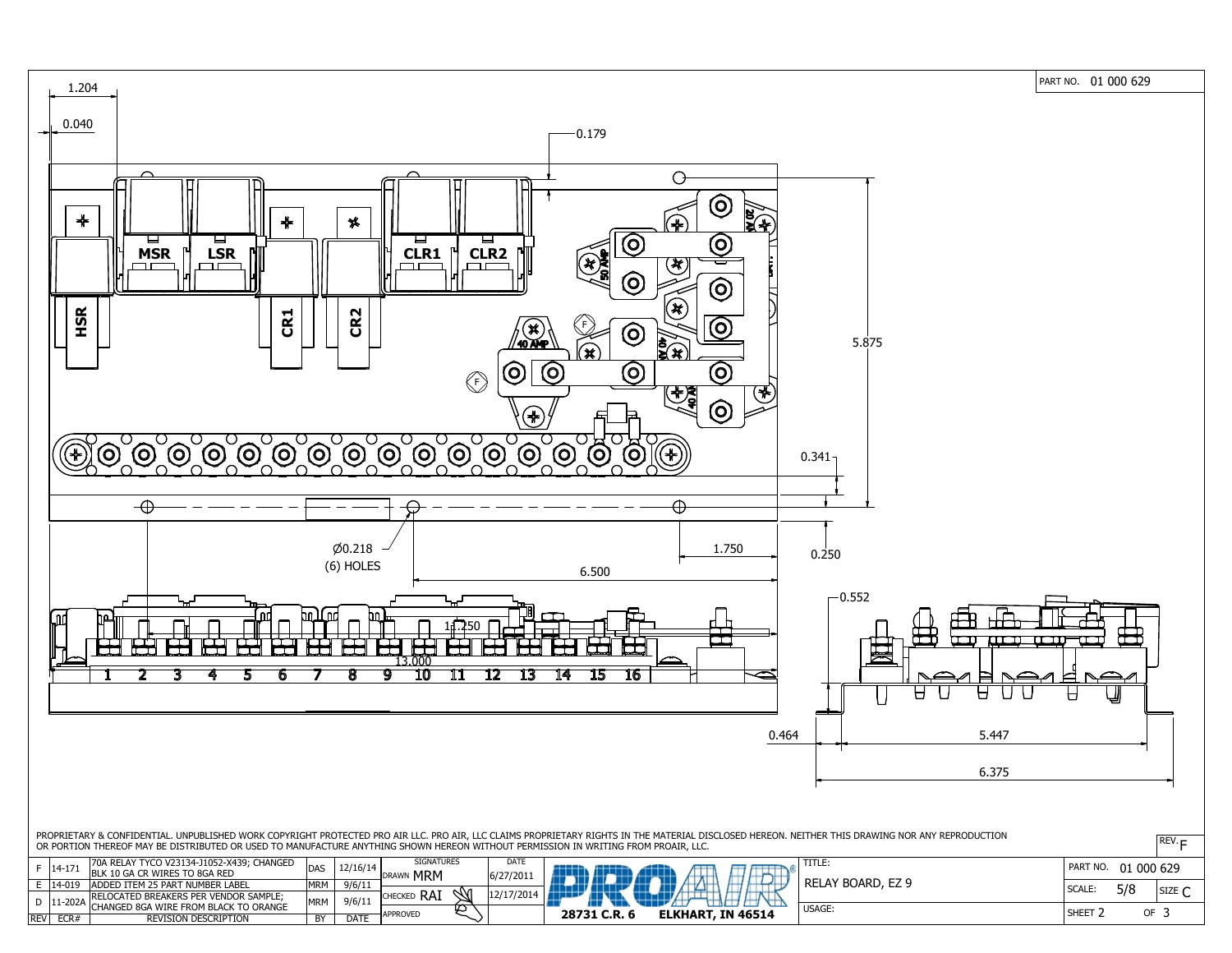PART NO. 01 000 629

HSR | MSR | LSR | CR1 | CR2 | CLR1 | CLR2

50 AMP | 40 AMP | 40 AMP | 40 AMP | 20 AMP

1.204 | 0.040 | 0.179 | 5.875 | 0.341 | 0.250 | Ø0.218 (6) HOLES | 1.750 | 6.500 | 11.250 | 13.000 | 0.552 | 0.464 | 5.447 | 6.375

1 2 3 4 5 6 7 8 9 10 11 12 13 14 15 16

PROPRIETARY & CONFIDENTIAL. UNPUBLISHED WORK COPYRIGHT PROTECTED PRO AIR LLC. PRO AIR, LLC CLAIMS PROPRIETARY RIGHTS IN THE MATERIAL DISCLOSED HEREON. NEITHER THIS DRAWING NOR ANY REPRODUCTION OR PORTION THEREOF MAY BE DISTRIBUTED OR USED TO MANUFACTURE ANYTHING SHOWN HEREON WITHOUT PERMISSION IN WRITING FROM PROAIR, LLC.

REV. F

| REV | ECR# | REVISION DESCRIPTION | BY | DATE |
|---|---|---|---|---|
| F | 14-171 | 70A RELAY TYCO V23134-J1052-X439; CHANGED BLK 10 GA CR WIRES TO 8GA RED | DAS | 12/16/14 |
| E | 14-019 | ADDED ITEM 25 PART NUMBER LABEL | MRM | 9/6/11 |
| D | 11-202A | RELOCATED BREAKERS PER VENDOR SAMPLE; CHANGED 8GA WIRE FROM BLACK TO ORANGE | MRM | 9/6/11 |

| SIGNATURES | | DATE |
|---|---|---|
| DRAWN | MRM | 6/27/2011 |
| CHECKED | RAI | 12/17/2014 |
| APPROVED | | |

PROAIR® 28731 C.R. 6 ELKHART, IN 46514

TITLE: RELAY BOARD, EZ 9

USAGE:

PART NO. 01 000 629

SCALE: 5/8 | SIZE C

SHEET 2 OF 3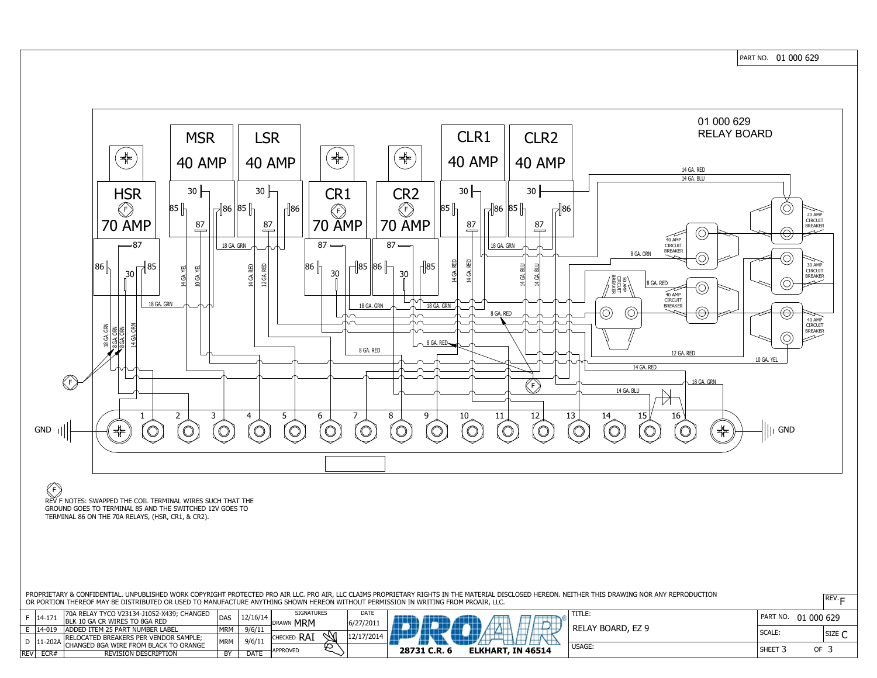PART NO. 01 000 629

01 000 629
RELAY BOARD

MSR 40 AMP

LSR 40 AMP

CLR1 40 AMP

CLR2 40 AMP

HSR 70 AMP

CR1 70 AMP

CR2 70 AMP

14 GA. RED
14 GA. BLU
20 AMP CIRCUIT BREAKER
40 AMP CIRCUIT BREAKER
30 AMP CIRCUIT BREAKER
50 AMP CIRCUIT BREAKER
40 AMP CIRCUIT BREAKER
40 AMP CIRCUIT BREAKER
8 GA. ORN
8 GA. RED
18 GA. GRN
14 GA. YEL
10 GA. YEL
14 GA. RED
12 GA. RED
14 GA. BLU
8 GA. ORN
14 GA. ORN
12 GA. RED
10 GA. YEL
14 GA. RED
18 GA. GRN
14 GA. BLU

GND 1 2 3 4 5 6 7 8 9 10 11 12 13 14 15 16 GND

REV F NOTES: SWAPPED THE COIL TERMINAL WIRES SUCH THAT THE GROUND GOES TO TERMINAL 85 AND THE SWITCHED 12V GOES TO TERMINAL 86 ON THE 70A RELAYS, (HSR, CR1, & CR2).

PROPRIETARY & CONFIDENTIAL. UNPUBLISHED WORK COPYRIGHT PROTECTED PRO AIR LLC. PRO AIR, LLC CLAIMS PROPRIETARY RIGHTS IN THE MATERIAL DISCLOSED HEREON. NEITHER THIS DRAWING NOR ANY REPRODUCTION OR PORTION THEREOF MAY BE DISTRIBUTED OR USED TO MANUFACTURE ANYTHING SHOWN HEREON WITHOUT PERMISSION IN WRITING FROM PROAIR, LLC.

| REV | ECR# | REVISION DESCRIPTION | BY | DATE |
|---|---|---|---|---|
| F | 14-171 | 70A RELAY TYCO V23134-J1052-X439; CHANGED BLK 10 GA CR WIRES TO 8GA RED | DAS | 12/16/14 |
| E | 14-019 | ADDED ITEM 25 PART NUMBER LABEL | MRM | 9/6/11 |
| D | 11-202A | RELOCATED BREAKERS PER VENDOR SAMPLE; CHANGED 8GA WIRE FROM BLACK TO ORANGE | MRM | 9/6/11 |

| SIGNATURES | | DATE |
|---|---|---|
| DRAWN | MRM | 6/27/2011 |
| CHECKED | RAI | 12/17/2014 |
| APPROVED | | |

PROAIR®
28731 C.R. 6 ELKHART, IN 46514

TITLE: RELAY BOARD, EZ 9

USAGE:

PART NO. 01 000 629

REV. F

SCALE: SIZE C

SHEET 3 OF 3